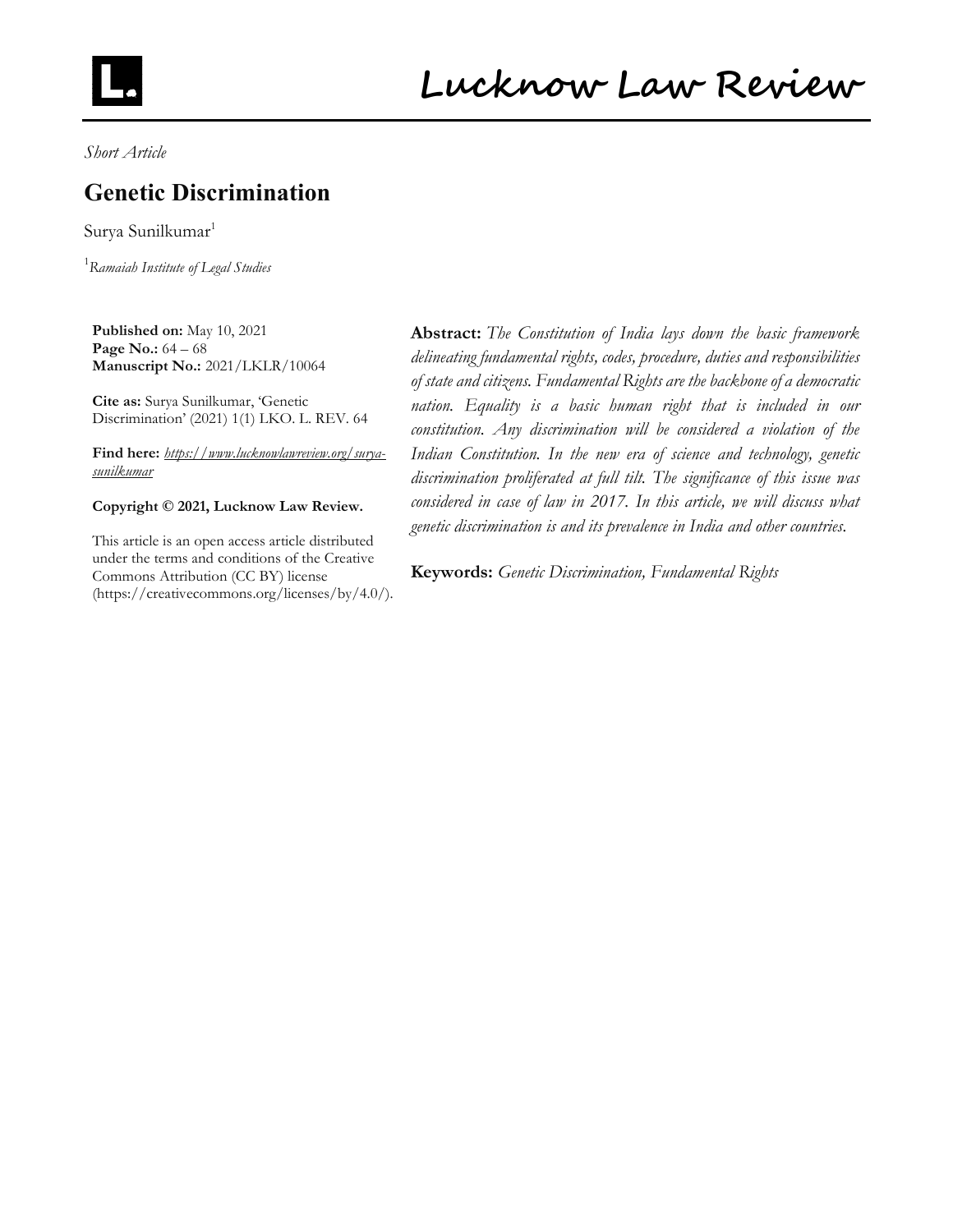*Short Article*

# Genetic Discrimination

Surya Sunilkumar[1]

[1]*Ramaiah Institute of Legal Studies*

**Published on:** May 10, 2021
**Page No.:** 64 – 68
**Manuscript No.:** 2021/LKLR/10064

**Cite as:** Surya Sunilkumar, 'Genetic Discrimination' (2021) 1(1) LKO. L. REV. 64

**Find here:** *https://www.lucknowlawreview.org/surya-sunilkumar*

**Copyright © 2021, Lucknow Law Review.**

This article is an open access article distributed under the terms and conditions of the Creative Commons Attribution (CC BY) license (https://creativecommons.org/licenses/by/4.0/).

**Abstract:** *The Constitution of India lays down the basic framework delineating fundamental rights, codes, procedure, duties and responsibilities of state and citizens. Fundamental Rights are the backbone of a democratic nation. Equality is a basic human right that is included in our constitution. Any discrimination will be considered a violation of the Indian Constitution. In the new era of science and technology, genetic discrimination proliferated at full tilt. The significance of this issue was considered in case of law in 2017. In this article, we will discuss what genetic discrimination is and its prevalence in India and other countries.*

**Keywords:** *Genetic Discrimination, Fundamental Rights*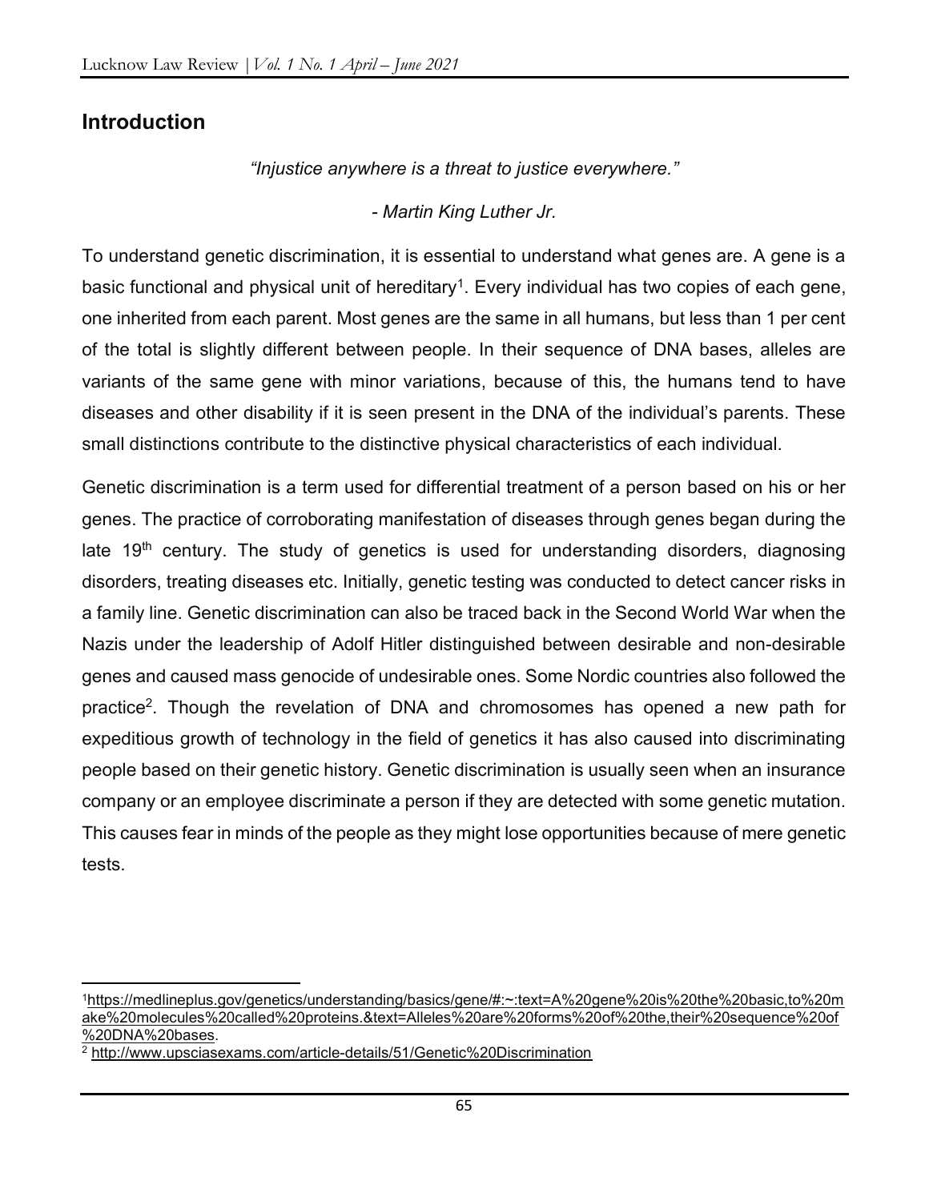## Introduction

*"Injustice anywhere is a threat to justice everywhere."*

*- Martin King Luther Jr.*

To understand genetic discrimination, it is essential to understand what genes are. A gene is a basic functional and physical unit of hereditary[1]. Every individual has two copies of each gene, one inherited from each parent. Most genes are the same in all humans, but less than 1 per cent of the total is slightly different between people. In their sequence of DNA bases, alleles are variants of the same gene with minor variations, because of this, the humans tend to have diseases and other disability if it is seen present in the DNA of the individual's parents. These small distinctions contribute to the distinctive physical characteristics of each individual.

Genetic discrimination is a term used for differential treatment of a person based on his or her genes. The practice of corroborating manifestation of diseases through genes began during the late 19th century. The study of genetics is used for understanding disorders, diagnosing disorders, treating diseases etc. Initially, genetic testing was conducted to detect cancer risks in a family line. Genetic discrimination can also be traced back in the Second World War when the Nazis under the leadership of Adolf Hitler distinguished between desirable and non-desirable genes and caused mass genocide of undesirable ones. Some Nordic countries also followed the practice[2]. Though the revelation of DNA and chromosomes has opened a new path for expeditious growth of technology in the field of genetics it has also caused into discriminating people based on their genetic history. Genetic discrimination is usually seen when an insurance company or an employee discriminate a person if they are detected with some genetic mutation. This causes fear in minds of the people as they might lose opportunities because of mere genetic tests.

---

[1] https://medlineplus.gov/genetics/understanding/basics/gene/#:~:text=A%20gene%20is%20the%20basic,to%20make%20molecules%20called%20proteins.&text=Alleles%20are%20forms%20of%20the,their%20sequence%20of%20DNA%20bases.

[2] http://www.upsciasexams.com/article-details/51/Genetic%20Discrimination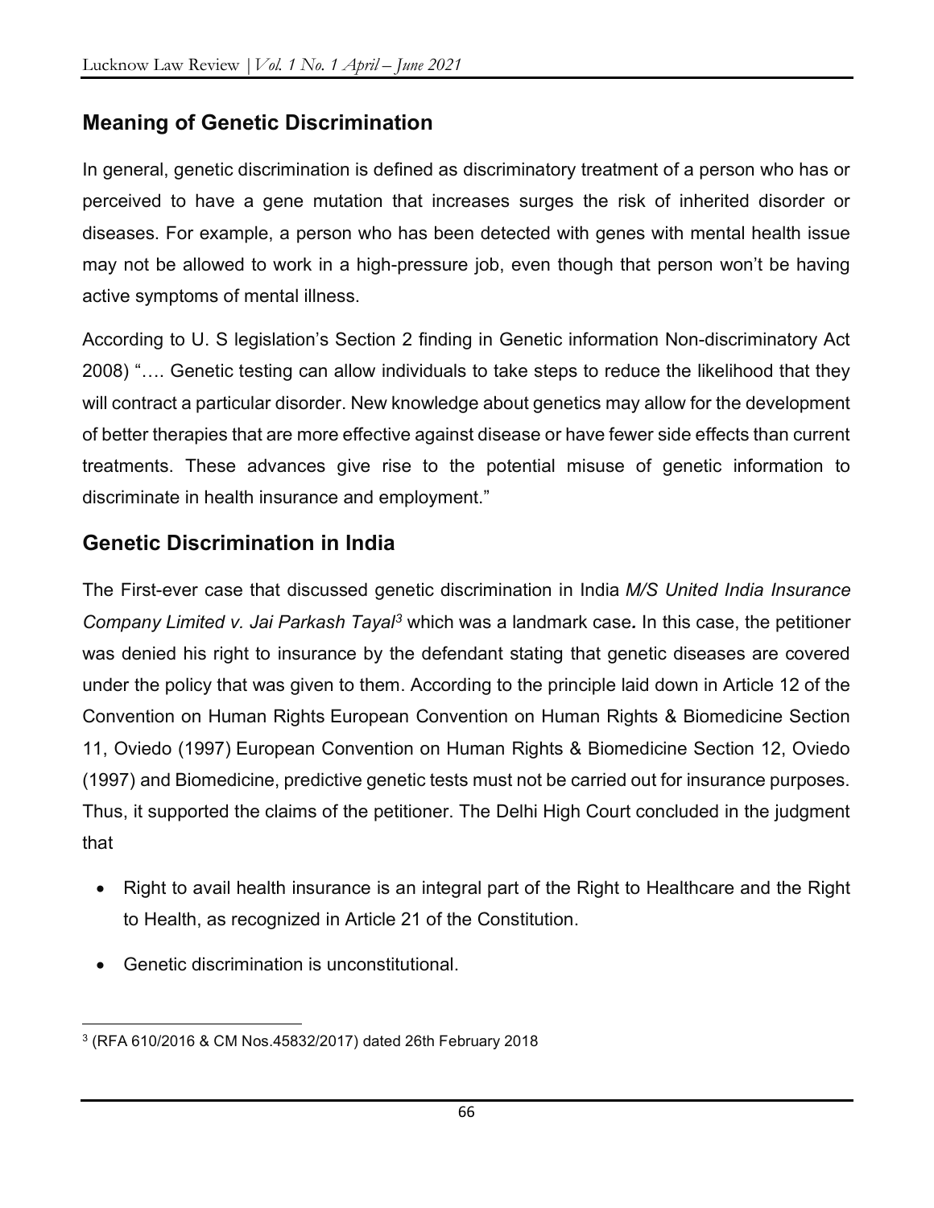## Meaning of Genetic Discrimination

In general, genetic discrimination is defined as discriminatory treatment of a person who has or perceived to have a gene mutation that increases surges the risk of inherited disorder or diseases. For example, a person who has been detected with genes with mental health issue may not be allowed to work in a high-pressure job, even though that person won't be having active symptoms of mental illness.

According to U. S legislation's Section 2 finding in Genetic information Non-discriminatory Act 2008) "…. Genetic testing can allow individuals to take steps to reduce the likelihood that they will contract a particular disorder. New knowledge about genetics may allow for the development of better therapies that are more effective against disease or have fewer side effects than current treatments. These advances give rise to the potential misuse of genetic information to discriminate in health insurance and employment."

## Genetic Discrimination in India

The First-ever case that discussed genetic discrimination in India *M/S United India Insurance Company Limited v. Jai Parkash Tayal*[3] which was a landmark case***.*** In this case, the petitioner was denied his right to insurance by the defendant stating that genetic diseases are covered under the policy that was given to them. According to the principle laid down in Article 12 of the Convention on Human Rights European Convention on Human Rights & Biomedicine Section 11, Oviedo (1997) European Convention on Human Rights & Biomedicine Section 12, Oviedo (1997) and Biomedicine, predictive genetic tests must not be carried out for insurance purposes. Thus, it supported the claims of the petitioner. The Delhi High Court concluded in the judgment that

- Right to avail health insurance is an integral part of the Right to Healthcare and the Right to Health, as recognized in Article 21 of the Constitution.
- Genetic discrimination is unconstitutional.

---

[3] (RFA 610/2016 & CM Nos.45832/2017) dated 26th February 2018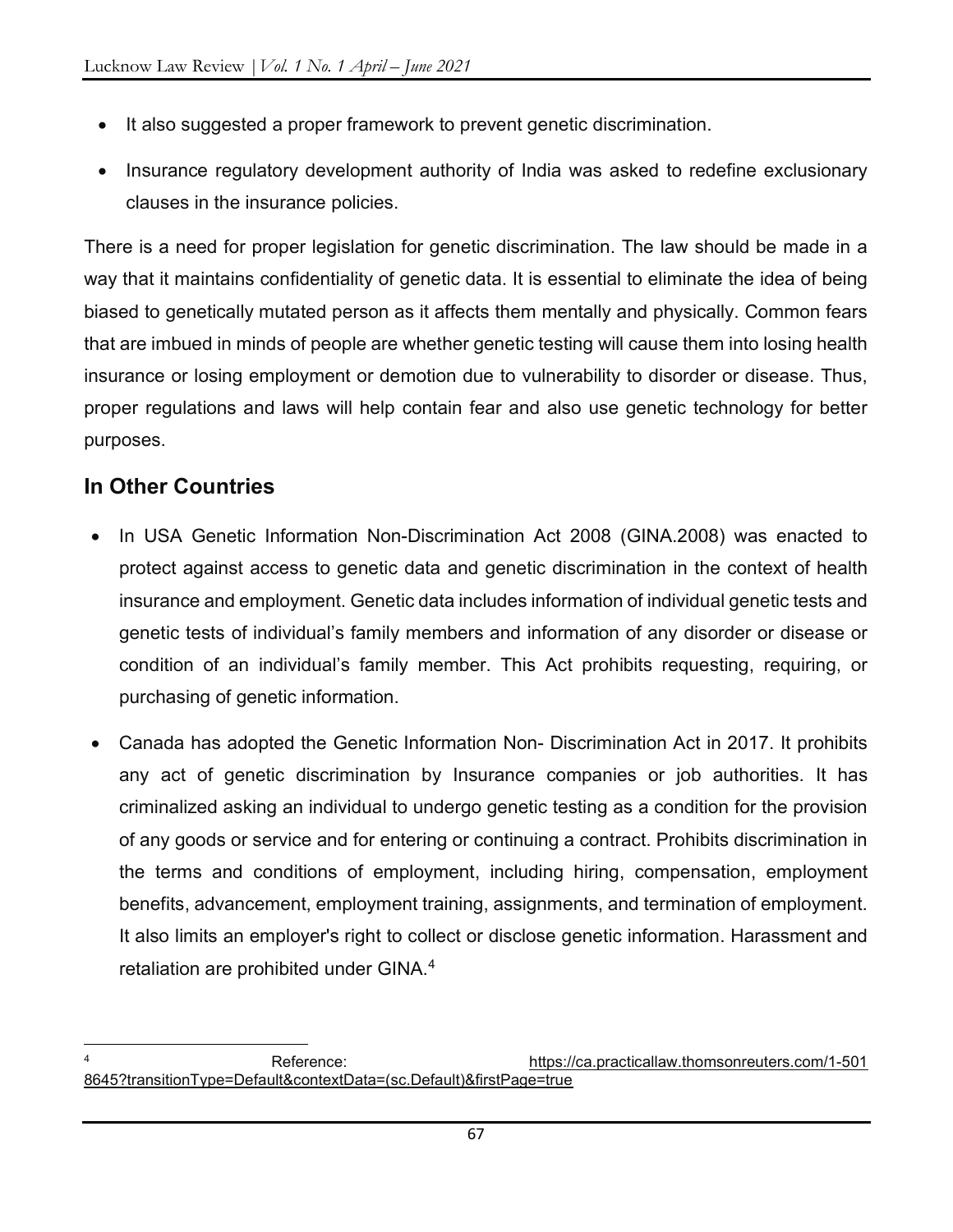- It also suggested a proper framework to prevent genetic discrimination.
- Insurance regulatory development authority of India was asked to redefine exclusionary clauses in the insurance policies.

There is a need for proper legislation for genetic discrimination. The law should be made in a way that it maintains confidentiality of genetic data. It is essential to eliminate the idea of being biased to genetically mutated person as it affects them mentally and physically. Common fears that are imbued in minds of people are whether genetic testing will cause them into losing health insurance or losing employment or demotion due to vulnerability to disorder or disease. Thus, proper regulations and laws will help contain fear and also use genetic technology for better purposes.

## In Other Countries

- In USA Genetic Information Non-Discrimination Act 2008 (GINA.2008) was enacted to protect against access to genetic data and genetic discrimination in the context of health insurance and employment. Genetic data includes information of individual genetic tests and genetic tests of individual's family members and information of any disorder or disease or condition of an individual's family member. This Act prohibits requesting, requiring, or purchasing of genetic information.
- Canada has adopted the Genetic Information Non- Discrimination Act in 2017. It prohibits any act of genetic discrimination by Insurance companies or job authorities. It has criminalized asking an individual to undergo genetic testing as a condition for the provision of any goods or service and for entering or continuing a contract. Prohibits discrimination in the terms and conditions of employment, including hiring, compensation, employment benefits, advancement, employment training, assignments, and termination of employment. It also limits an employer's right to collect or disclose genetic information. Harassment and retaliation are prohibited under GINA.[4]

---

[4] Reference: https://ca.practicallaw.thomsonreuters.com/1-501 8645?transitionType=Default&contextData=(sc.Default)&firstPage=true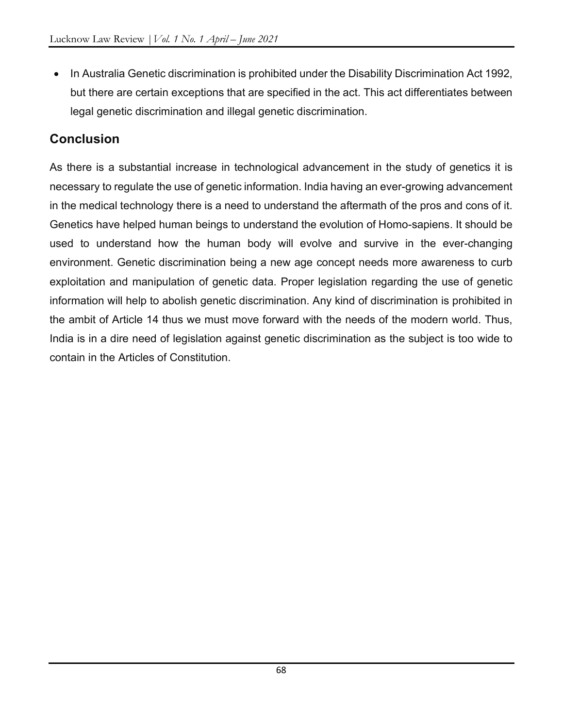- In Australia Genetic discrimination is prohibited under the Disability Discrimination Act 1992, but there are certain exceptions that are specified in the act. This act differentiates between legal genetic discrimination and illegal genetic discrimination.

## Conclusion

As there is a substantial increase in technological advancement in the study of genetics it is necessary to regulate the use of genetic information. India having an ever-growing advancement in the medical technology there is a need to understand the aftermath of the pros and cons of it. Genetics have helped human beings to understand the evolution of Homo-sapiens. It should be used to understand how the human body will evolve and survive in the ever-changing environment. Genetic discrimination being a new age concept needs more awareness to curb exploitation and manipulation of genetic data. Proper legislation regarding the use of genetic information will help to abolish genetic discrimination. Any kind of discrimination is prohibited in the ambit of Article 14 thus we must move forward with the needs of the modern world. Thus, India is in a dire need of legislation against genetic discrimination as the subject is too wide to contain in the Articles of Constitution.